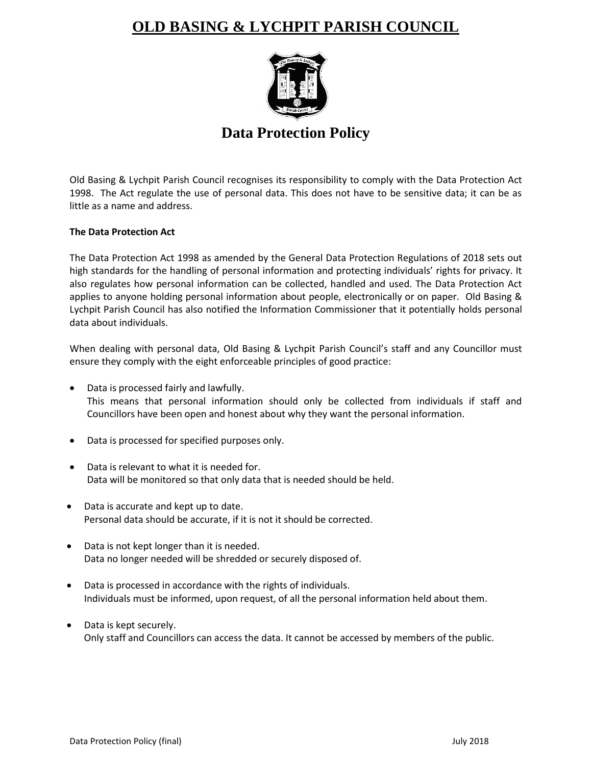# OLD BASING & LYCHPIT PARISH COUNCIL

## Data Protection Policy

Old Basing & Lychpit Parish Council recognises its responsibility to comply with the Data Protection Act 1998. The Act regulate the use of personal data. This does not have to be sensitive data; it can be as little as a name and address.

**The Data Protection Act**

The Data Protection Act 1998 as amended by the General Data Protection Regulations of 2018 sets out high standards for the handling of personal information and protecting individuals' rights for privacy. It also regulates how personal information can be collected, handled and used. The Data Protection Act applies to anyone holding personal information about people, electronically or on paper. Old Basing & Lychpit Parish Council has also notified the Information Commissioner that it potentially holds personal data about individuals.

When dealing with personal data, Old Basing & Lychpit Parish Council's staff and any Councillor must ensure they comply with the eight enforceable principles of good practice:

- Data is processed fairly and lawfully.
  This means that personal information should only be collected from individuals if staff and Councillors have been open and honest about why they want the personal information.
- Data is processed for specified purposes only.
- Data is relevant to what it is needed for.
  Data will be monitored so that only data that is needed should be held.
- Data is accurate and kept up to date.
  Personal data should be accurate, if it is not it should be corrected.
- Data is not kept longer than it is needed.
  Data no longer needed will be shredded or securely disposed of.
- Data is processed in accordance with the rights of individuals.
  Individuals must be informed, upon request, of all the personal information held about them.
- Data is kept securely.
  Only staff and Councillors can access the data. It cannot be accessed by members of the public.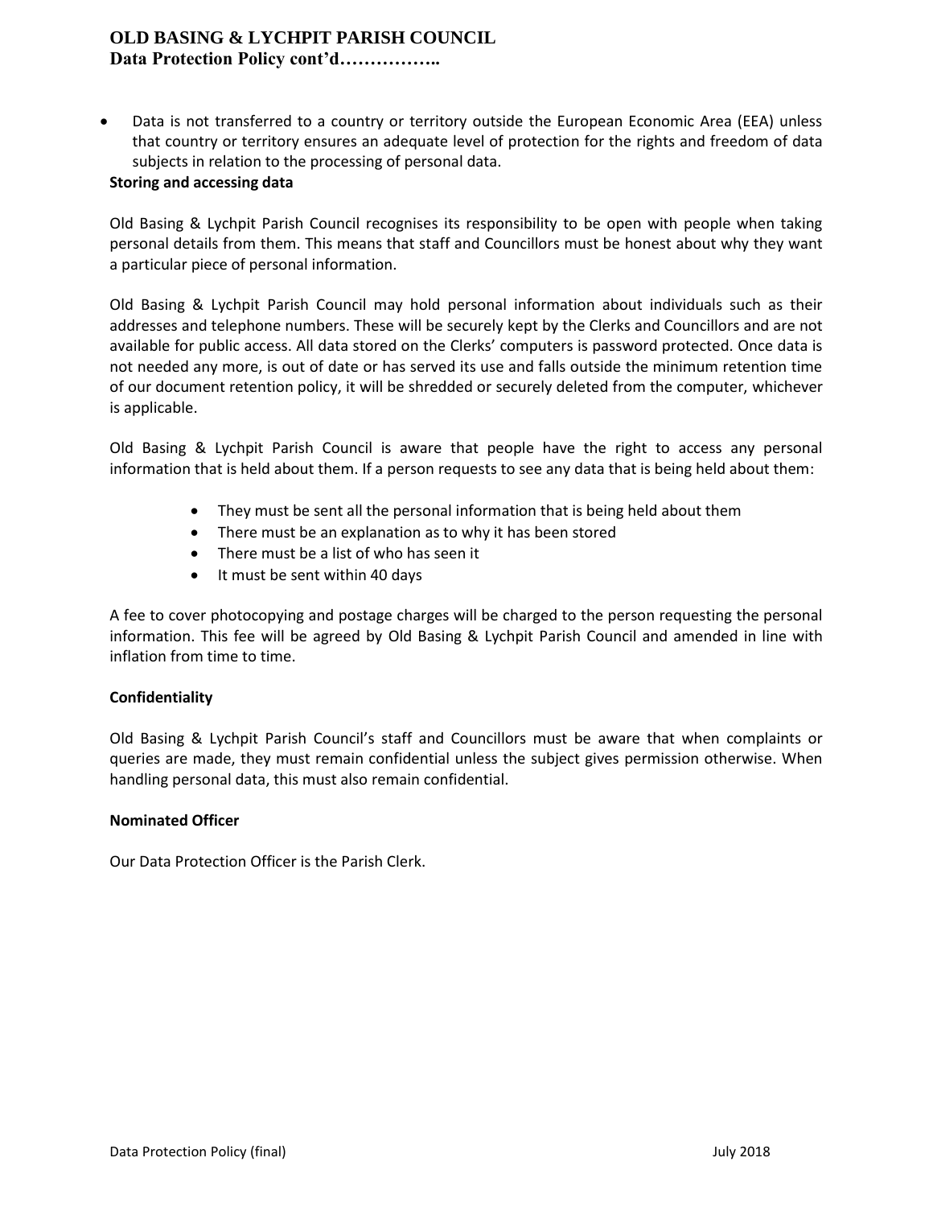- Data is not transferred to a country or territory outside the European Economic Area (EEA) unless that country or territory ensures an adequate level of protection for the rights and freedom of data subjects in relation to the processing of personal data.

**Storing and accessing data**

Old Basing & Lychpit Parish Council recognises its responsibility to be open with people when taking personal details from them. This means that staff and Councillors must be honest about why they want a particular piece of personal information.

Old Basing & Lychpit Parish Council may hold personal information about individuals such as their addresses and telephone numbers. These will be securely kept by the Clerks and Councillors and are not available for public access. All data stored on the Clerks' computers is password protected. Once data is not needed any more, is out of date or has served its use and falls outside the minimum retention time of our document retention policy, it will be shredded or securely deleted from the computer, whichever is applicable.

Old Basing & Lychpit Parish Council is aware that people have the right to access any personal information that is held about them. If a person requests to see any data that is being held about them:

- They must be sent all the personal information that is being held about them
- There must be an explanation as to why it has been stored
- There must be a list of who has seen it
- It must be sent within 40 days

A fee to cover photocopying and postage charges will be charged to the person requesting the personal information. This fee will be agreed by Old Basing & Lychpit Parish Council and amended in line with inflation from time to time.

**Confidentiality**

Old Basing & Lychpit Parish Council's staff and Councillors must be aware that when complaints or queries are made, they must remain confidential unless the subject gives permission otherwise. When handling personal data, this must also remain confidential.

**Nominated Officer**

Our Data Protection Officer is the Parish Clerk.